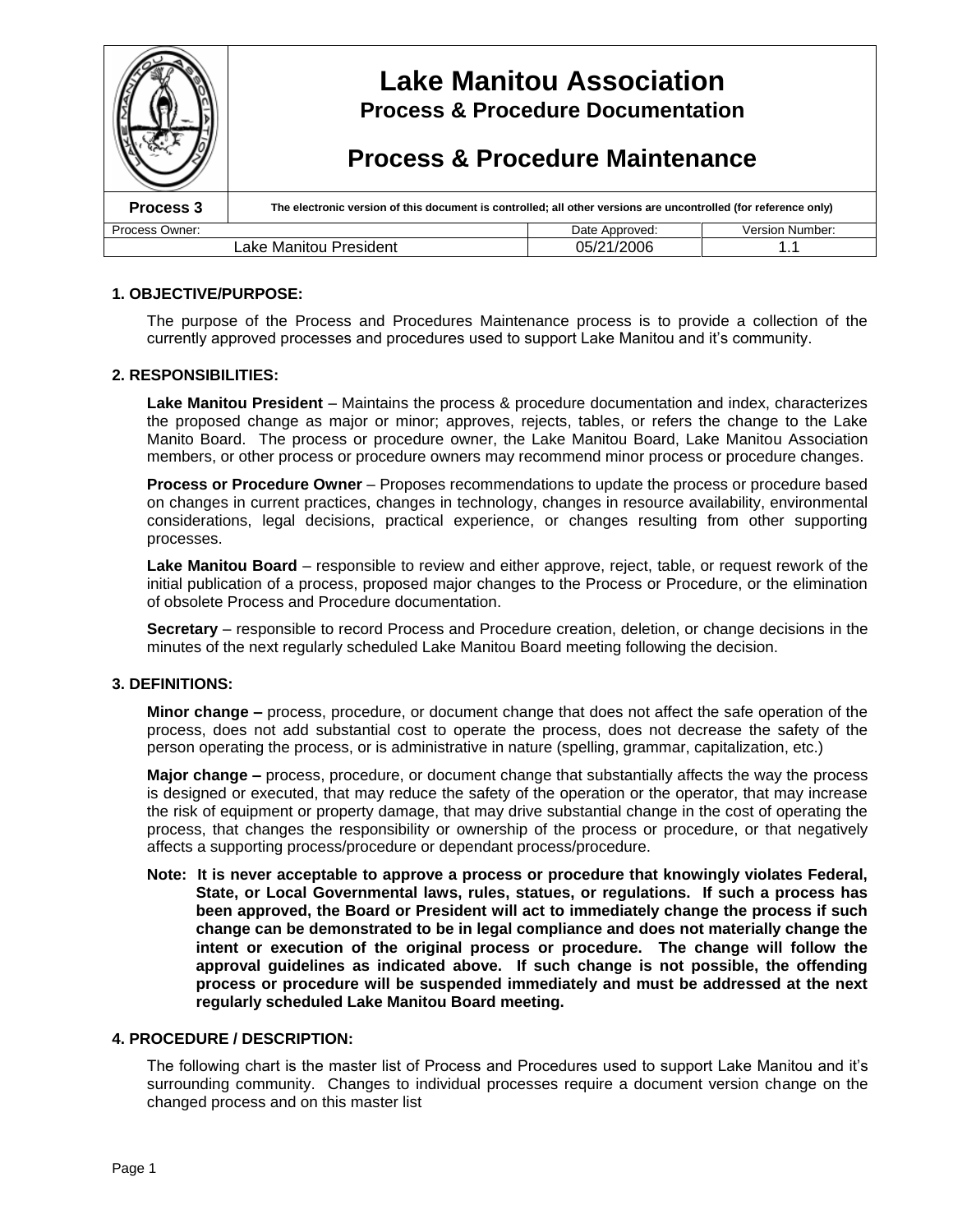# Lake Manitou Association

## Process & Procedure Documentation

## Process & Procedure Maintenance

| Process 3 | The electronic version of this document is controlled; all other versions are uncontrolled (for reference only) | |
|---|---|---|
| Process Owner: | Date Approved: | Version Number: |
| Lake Manitou President | 05/21/2006 | 1.1 |

### 1. OBJECTIVE/PURPOSE:

The purpose of the Process and Procedures Maintenance process is to provide a collection of the currently approved processes and procedures used to support Lake Manitou and it's community.

### 2. RESPONSIBILITIES:

**Lake Manitou President** – Maintains the process & procedure documentation and index, characterizes the proposed change as major or minor; approves, rejects, tables, or refers the change to the Lake Manito Board. The process or procedure owner, the Lake Manitou Board, Lake Manitou Association members, or other process or procedure owners may recommend minor process or procedure changes.

**Process or Procedure Owner** – Proposes recommendations to update the process or procedure based on changes in current practices, changes in technology, changes in resource availability, environmental considerations, legal decisions, practical experience, or changes resulting from other supporting processes.

**Lake Manitou Board** – responsible to review and either approve, reject, table, or request rework of the initial publication of a process, proposed major changes to the Process or Procedure, or the elimination of obsolete Process and Procedure documentation.

**Secretary** – responsible to record Process and Procedure creation, deletion, or change decisions in the minutes of the next regularly scheduled Lake Manitou Board meeting following the decision.

### 3. DEFINITIONS:

**Minor change –** process, procedure, or document change that does not affect the safe operation of the process, does not add substantial cost to operate the process, does not decrease the safety of the person operating the process, or is administrative in nature (spelling, grammar, capitalization, etc.)

**Major change –** process, procedure, or document change that substantially affects the way the process is designed or executed, that may reduce the safety of the operation or the operator, that may increase the risk of equipment or property damage, that may drive substantial change in the cost of operating the process, that changes the responsibility or ownership of the process or procedure, or that negatively affects a supporting process/procedure or dependant process/procedure.

**Note: It is never acceptable to approve a process or procedure that knowingly violates Federal, State, or Local Governmental laws, rules, statues, or regulations. If such a process has been approved, the Board or President will act to immediately change the process if such change can be demonstrated to be in legal compliance and does not materially change the intent or execution of the original process or procedure. The change will follow the approval guidelines as indicated above. If such change is not possible, the offending process or procedure will be suspended immediately and must be addressed at the next regularly scheduled Lake Manitou Board meeting.**

### 4. PROCEDURE / DESCRIPTION:

The following chart is the master list of Process and Procedures used to support Lake Manitou and it's surrounding community. Changes to individual processes require a document version change on the changed process and on this master list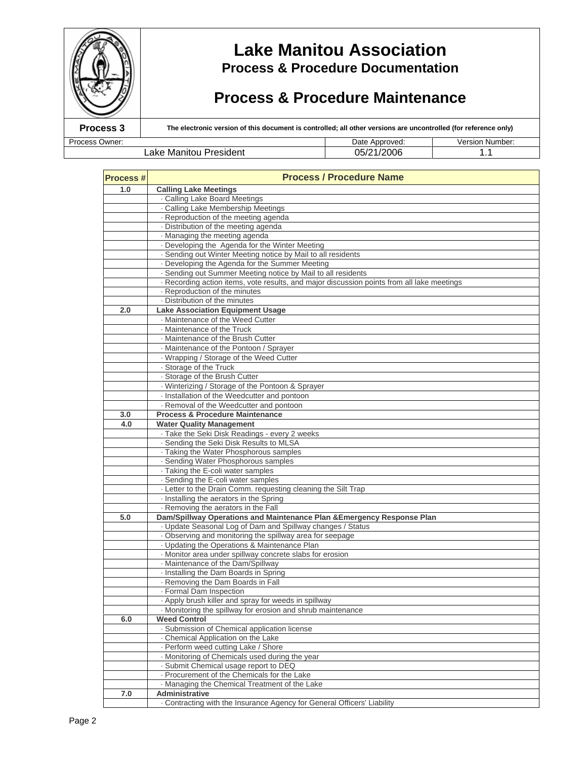# Lake Manitou Association

## Process & Procedure Documentation

## Process & Procedure Maintenance

| Process 3 | The electronic version of this document is controlled; all other versions are uncontrolled (for reference only) | |
|---|---|---|
| Process Owner: | Date Approved: | Version Number: |
| Lake Manitou President | 05/21/2006 | 1.1 |

| Process # | Process / Procedure Name |
|---|---|
| 1.0 | **Calling Lake Meetings** |
| | · Calling Lake Board Meetings |
| | · Calling Lake Membership Meetings |
| | · Reproduction of the meeting agenda |
| | · Distribution of the meeting agenda |
| | · Managing the meeting agenda |
| | · Developing the Agenda for the Winter Meeting |
| | · Sending out Winter Meeting notice by Mail to all residents |
| | · Developing the Agenda for the Summer Meeting |
| | · Sending out Summer Meeting notice by Mail to all residents |
| | · Recording action items, vote results, and major discussion points from all lake meetings |
| | · Reproduction of the minutes |
| | · Distribution of the minutes |
| 2.0 | **Lake Association Equipment Usage** |
| | · Maintenance of the Weed Cutter |
| | · Maintenance of the Truck |
| | · Maintenance of the Brush Cutter |
| | · Maintenance of the Pontoon / Sprayer |
| | · Wrapping / Storage of the Weed Cutter |
| | · Storage of the Truck |
| | · Storage of the Brush Cutter |
| | · Winterizing / Storage of the Pontoon & Sprayer |
| | · Installation of the Weedcutter and pontoon |
| | · Removal of the Weedcutter and pontoon |
| 3.0 | **Process & Procedure Maintenance** |
| 4.0 | **Water Quality Management** |
| | · Take the Seki Disk Readings - every 2 weeks |
| | · Sending the Seki Disk Results to MLSA |
| | · Taking the Water Phosphorous samples |
| | · Sending Water Phosphorous samples |
| | · Taking the E-coli water samples |
| | · Sending the E-coli water samples |
| | · Letter to the Drain Comm. requesting cleaning the Silt Trap |
| | · Installing the aerators in the Spring |
| | · Removing the aerators in the Fall |
| 5.0 | **Dam/Spillway Operations and Maintenance Plan &Emergency Response Plan** |
| | · Update Seasonal Log of Dam and Spillway changes / Status |
| | · Observing and monitoring the spillway area for seepage |
| | · Updating the Operations & Maintenance Plan |
| | · Monitor area under spillway concrete slabs for erosion |
| | · Maintenance of the Dam/Spillway |
| | · Installing the Dam Boards in Spring |
| | · Removing the Dam Boards in Fall |
| | · Formal Dam Inspection |
| | · Apply brush killer and spray for weeds in spillway |
| | · Monitoring the spillway for erosion and shrub maintenance |
| 6.0 | **Weed Control** |
| | · Submission of Chemical application license |
| | · Chemical Application on the Lake |
| | · Perform weed cutting Lake / Shore |
| | · Monitoring of Chemicals used during the year |
| | · Submit Chemical usage report to DEQ |
| | · Procurement of the Chemicals for the Lake |
| | · Managing the Chemical Treatment of the Lake |
| 7.0 | **Administrative** |
| | · Contracting with the Insurance Agency for General Officers' Liability |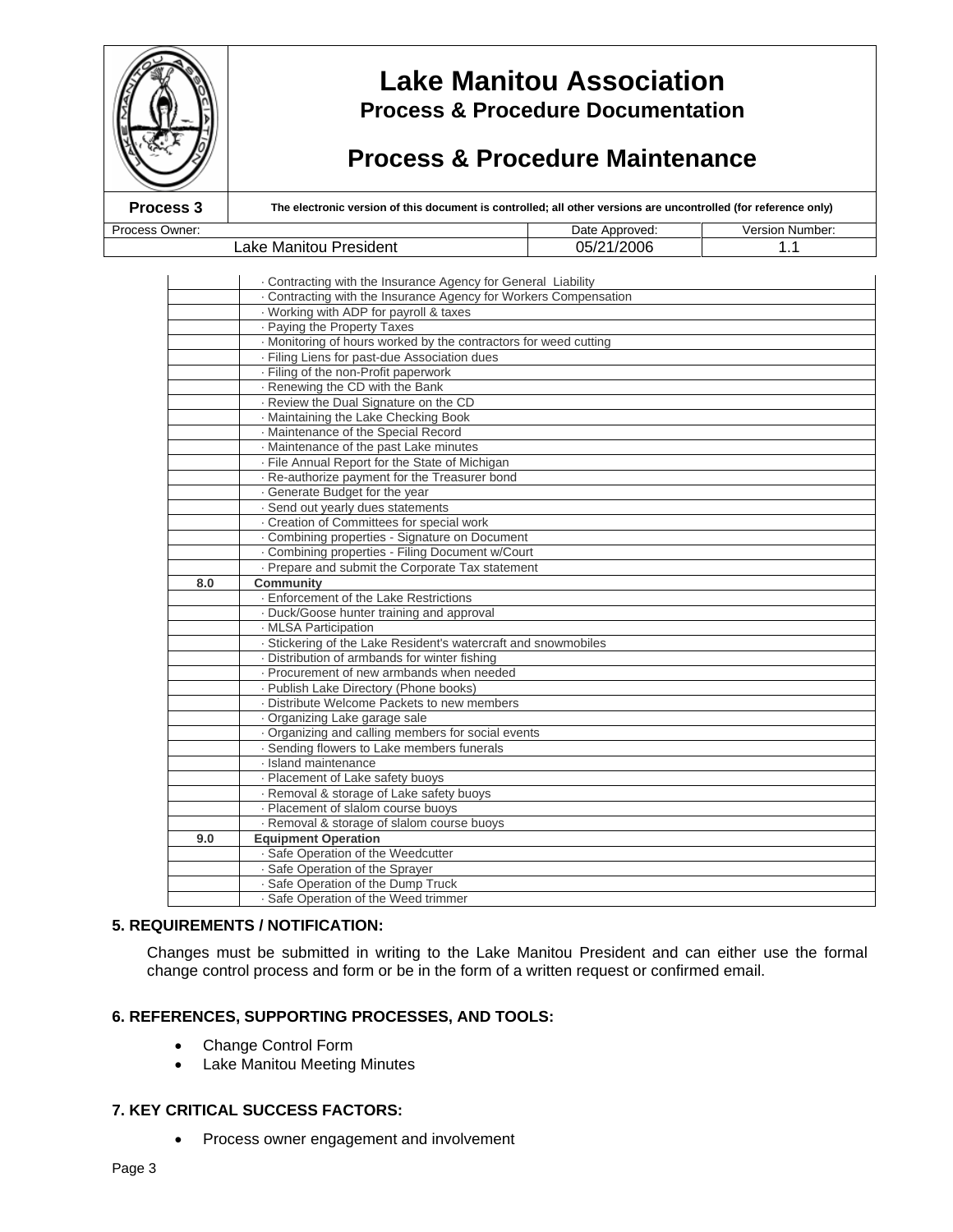| | |
|---|---|
| | · Contracting with the Insurance Agency for General Liability |
| | · Contracting with the Insurance Agency for Workers Compensation |
| | · Working with ADP for payroll & taxes |
| | · Paying the Property Taxes |
| | · Monitoring of hours worked by the contractors for weed cutting |
| | · Filing Liens for past-due Association dues |
| | · Filing of the non-Profit paperwork |
| | · Renewing the CD with the Bank |
| | · Review the Dual Signature on the CD |
| | · Maintaining the Lake Checking Book |
| | · Maintenance of the Special Record |
| | · Maintenance of the past Lake minutes |
| | · File Annual Report for the State of Michigan |
| | · Re-authorize payment for the Treasurer bond |
| | · Generate Budget for the year |
| | · Send out yearly dues statements |
| | · Creation of Committees for special work |
| | · Combining properties - Signature on Document |
| | · Combining properties - Filing Document w/Court |
| | · Prepare and submit the Corporate Tax statement |
| **8.0** | **Community** |
| | · Enforcement of the Lake Restrictions |
| | · Duck/Goose hunter training and approval |
| | · MLSA Participation |
| | · Stickering of the Lake Resident's watercraft and snowmobiles |
| | · Distribution of armbands for winter fishing |
| | · Procurement of new armbands when needed |
| | · Publish Lake Directory (Phone books) |
| | · Distribute Welcome Packets to new members |
| | · Organizing Lake garage sale |
| | · Organizing and calling members for social events |
| | · Sending flowers to Lake members funerals |
| | · Island maintenance |
| | · Placement of Lake safety buoys |
| | · Removal & storage of Lake safety buoys |
| | · Placement of slalom course buoys |
| | · Removal & storage of slalom course buoys |
| **9.0** | **Equipment Operation** |
| | · Safe Operation of the Weedcutter |
| | · Safe Operation of the Sprayer |
| | · Safe Operation of the Dump Truck |
| | · Safe Operation of the Weed trimmer |

### 5. REQUIREMENTS / NOTIFICATION:

Changes must be submitted in writing to the Lake Manitou President and can either use the formal change control process and form or be in the form of a written request or confirmed email.

### 6. REFERENCES, SUPPORTING PROCESSES, AND TOOLS:

- Change Control Form
- Lake Manitou Meeting Minutes

### 7. KEY CRITICAL SUCCESS FACTORS:

- Process owner engagement and involvement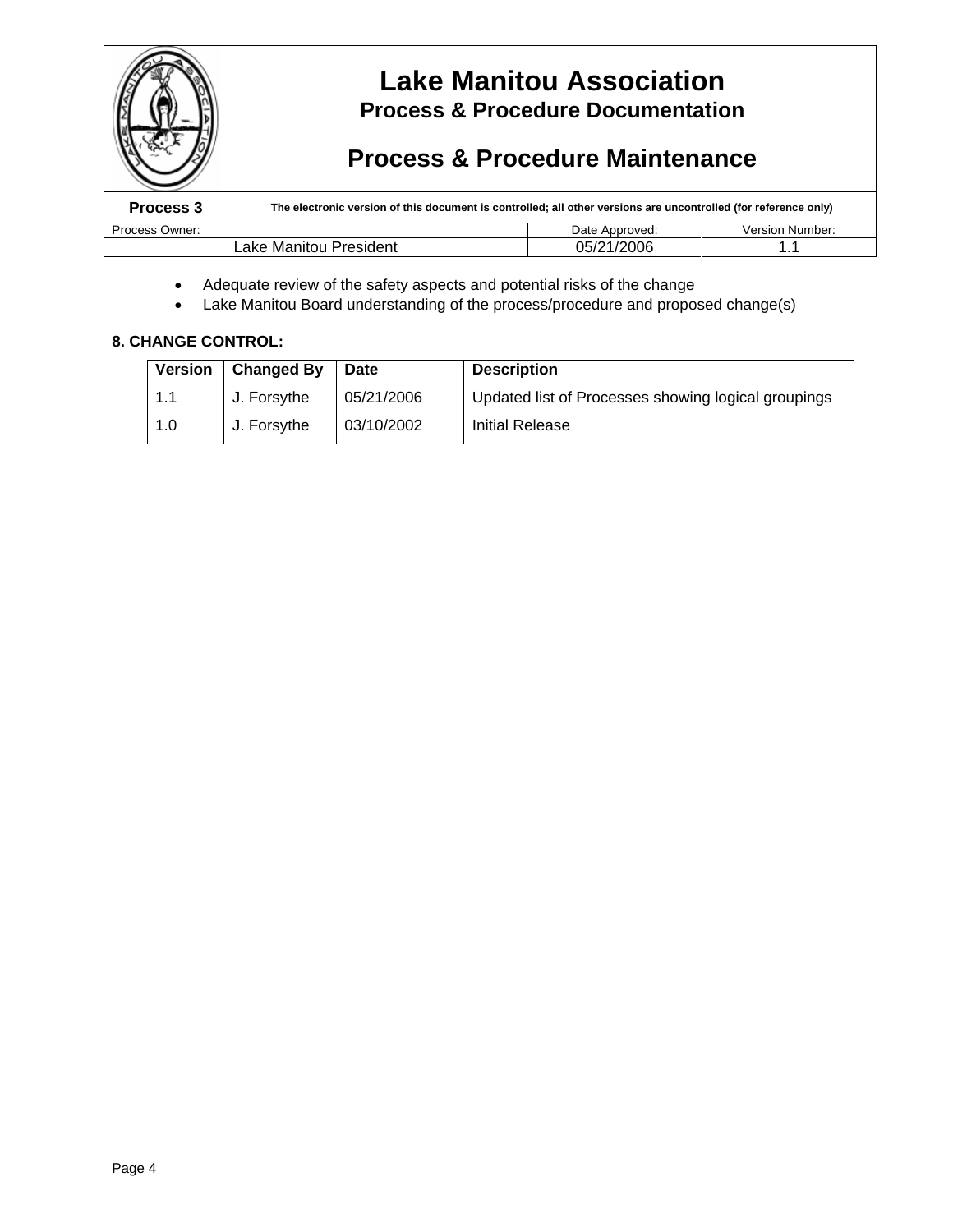- Adequate review of the safety aspects and potential risks of the change
- Lake Manitou Board understanding of the process/procedure and proposed change(s)

**8. CHANGE CONTROL:**

| Version | Changed By | Date | Description |
|---|---|---|---|
| 1.1 | J. Forsythe | 05/21/2006 | Updated list of Processes showing logical groupings |
| 1.0 | J. Forsythe | 03/10/2002 | Initial Release |